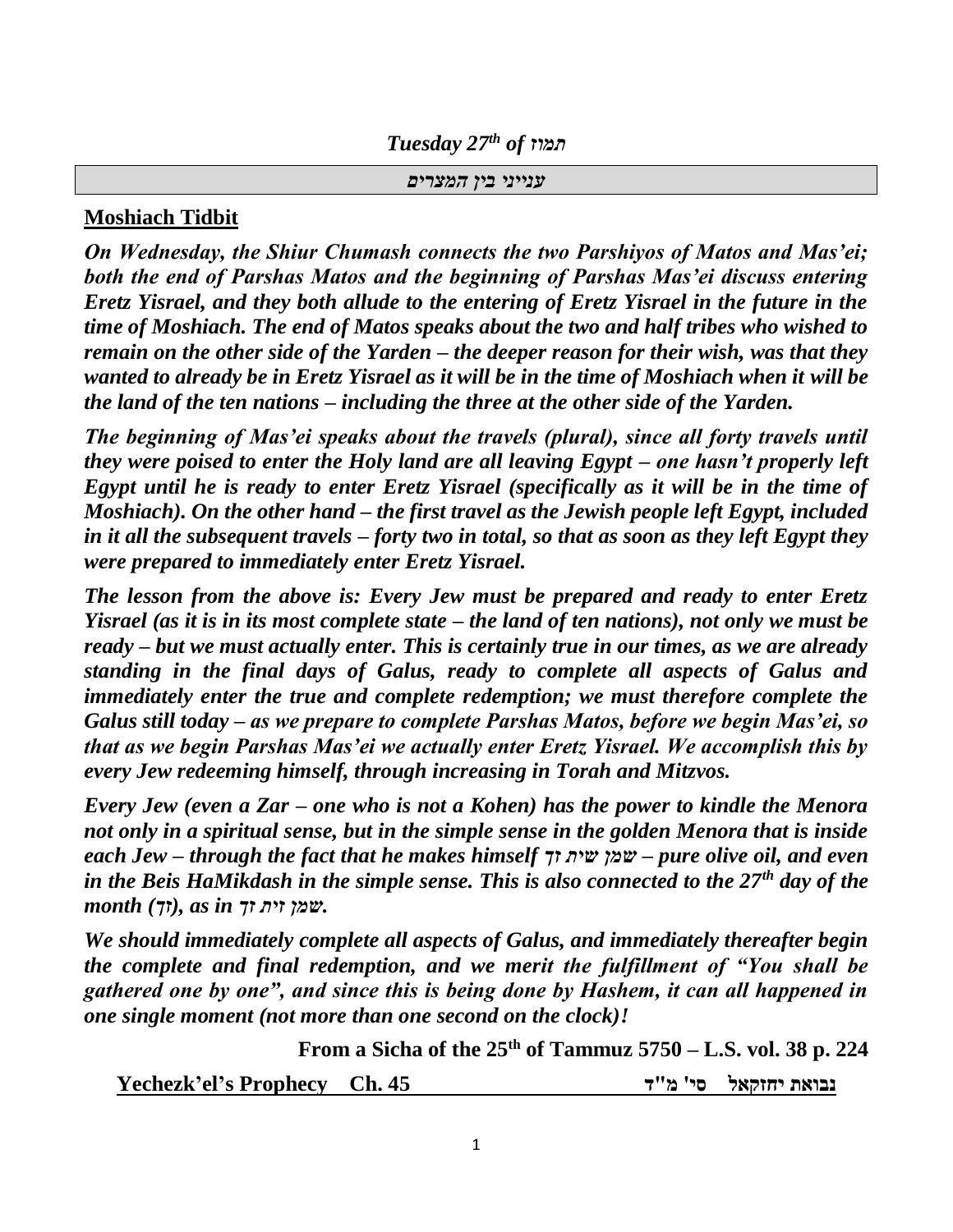*Tuesday 27th of תמוז*

**עניני בין המצרים**

**Moshiach Tidbit**

***On Wednesday, the Shiur Chumash connects the two Parshiyos of Matos and Mas'ei; both the end of Parshas Matos and the beginning of Parshas Mas'ei discuss entering Eretz Yisrael, and they both allude to the entering of Eretz Yisrael in the future in the time of Moshiach. The end of Matos speaks about the two and half tribes who wished to remain on the other side of the Yarden – the deeper reason for their wish, was that they wanted to already be in Eretz Yisrael as it will be in the time of Moshiach when it will be the land of the ten nations – including the three at the other side of the Yarden.***

***The beginning of Mas'ei speaks about the travels (plural), since all forty travels until they were poised to enter the Holy land are all leaving Egypt – one hasn't properly left Egypt until he is ready to enter Eretz Yisrael (specifically as it will be in the time of Moshiach). On the other hand – the first travel as the Jewish people left Egypt, included in it all the subsequent travels – forty two in total, so that as soon as they left Egypt they were prepared to immediately enter Eretz Yisrael.***

***The lesson from the above is: Every Jew must be prepared and ready to enter Eretz Yisrael (as it is in its most complete state – the land of ten nations), not only we must be ready – but we must actually enter. This is certainly true in our times, as we are already standing in the final days of Galus, ready to complete all aspects of Galus and immediately enter the true and complete redemption; we must therefore complete the Galus still today – as we prepare to complete Parshas Matos, before we begin Mas'ei, so that as we begin Parshas Mas'ei we actually enter Eretz Yisrael. We accomplish this by every Jew redeeming himself, through increasing in Torah and Mitzvos.***

***Every Jew (even a Zar – one who is not a Kohen) has the power to kindle the Menora not only in a spiritual sense, but in the simple sense in the golden Menora that is inside each Jew – through the fact that he makes himself שמן שית זך – pure olive oil, and even in the Beis HaMikdash in the simple sense. This is also connected to the 27th day of the month (זך), as in שמן זית זך.***

***We should immediately complete all aspects of Galus, and immediately thereafter begin the complete and final redemption, and we merit the fulfillment of "You shall be gathered one by one", and since this is being done by Hashem, it can all happened in one single moment (not more than one second on the clock)!***

**From a Sicha of the 25th of Tammuz 5750 – L.S. vol. 38 p. 224**

**Yechezk'el's Prophecy Ch. 45** **נבואת יחזקאל סי' מ"ד**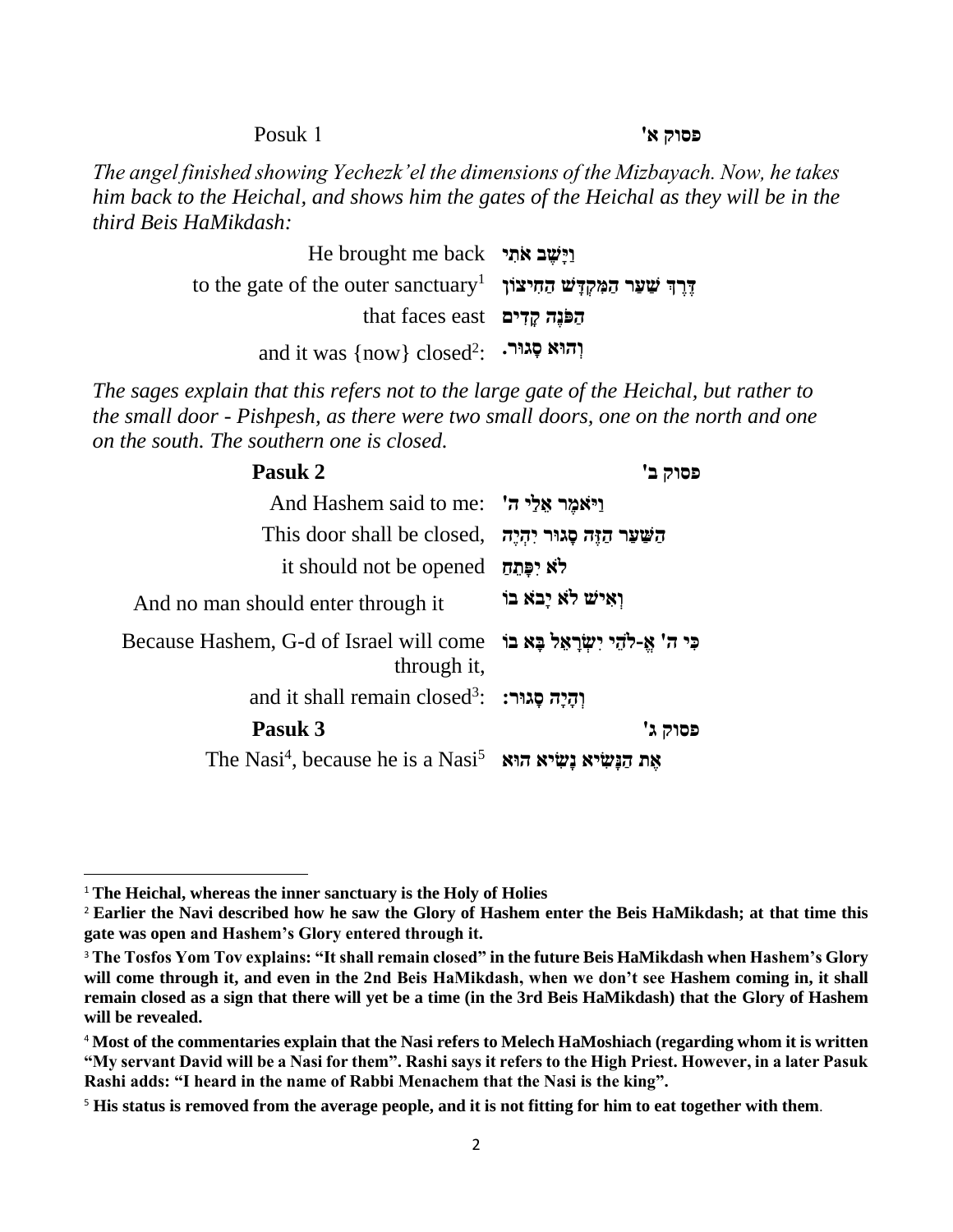| Posuk 1 | פסוק א' |
|---|---|

*The angel finished showing Yechezk'el the dimensions of the Mizbayach. Now, he takes him back to the Heichal, and shows him the gates of the Heichal as they will be in the third Beis HaMikdash:*

| | |
|---|---|
| He brought me back | **וַיָּשֶׁב אֹתִי** |
| to the gate of the outer sanctuary[1] | **דֶּרֶךְ שַׁעַר הַמִּקְדָּשׁ הַחִיצוֹן** |
| that faces east | **הַפֹּנֶה קָדִים** |
| and it was {now} closed[2]: | **וְהוּא סָגוּר.** |

*The sages explain that this refers not to the large gate of the Heichal, but rather to the small door - Pishpesh, as there were two small doors, one on the north and one on the south. The southern one is closed.*

| **Pasuk 2** | **פסוק ב'** |
|---|---|
| And Hashem said to me: | **וַיֹּאמֶר אֵלַי ה'** |
| This door shall be closed, | **הַשַּׁעַר הַזֶּה סָגוּר יִהְיֶה** |
| it should not be opened | **לֹא יִפָּתֵחַ** |
| And no man should enter through it | **וְאִישׁ לֹא יָבֹא בוֹ** |
| Because Hashem, G-d of Israel will come through it, | **כִּי ה' אֱ-לֹהֵי יִשְׂרָאֵל בָּא בוֹ** |
| and it shall remain closed[3]: | **וְהָיָה סָגוּר:** |
| **Pasuk 3** | **פסוק ג'** |
| The Nasi[4], because he is a Nasi[5] | **אֶת הַנָּשִׂיא נָשִׂיא הוּא** |

---

[1] **The Heichal, whereas the inner sanctuary is the Holy of Holies**

[2] **Earlier the Navi described how he saw the Glory of Hashem enter the Beis HaMikdash; at that time this gate was open and Hashem's Glory entered through it.**

[3] **The Tosfos Yom Tov explains: "It shall remain closed" in the future Beis HaMikdash when Hashem's Glory will come through it, and even in the 2nd Beis HaMikdash, when we don't see Hashem coming in, it shall remain closed as a sign that there will yet be a time (in the 3rd Beis HaMikdash) that the Glory of Hashem will be revealed.**

[4] **Most of the commentaries explain that the Nasi refers to Melech HaMoshiach (regarding whom it is written "My servant David will be a Nasi for them". Rashi says it refers to the High Priest. However, in a later Pasuk Rashi adds: "I heard in the name of Rabbi Menachem that the Nasi is the king".**

[5] **His status is removed from the average people, and it is not fitting for him to eat together with them**.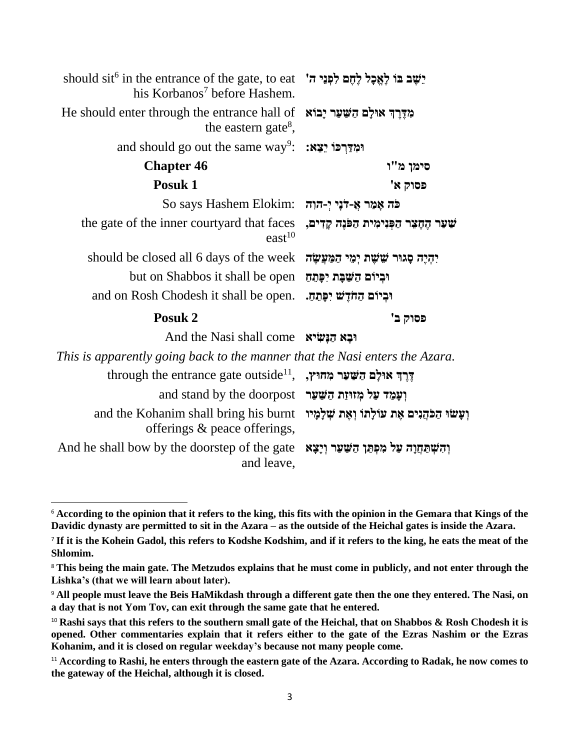| | |
|---|---|
| should sit[6] in the entrance of the gate, to eat his Korbanos[7] before Hashem. | יֵשֶׁב בּוֹ לֶאֱכָל לֶחֶם לִפְנֵי ה' |
| He should enter through the entrance hall of the eastern gate[8], | מִדֶּרֶךְ אוּלָם הַשַּׁעַר יָבוֹא |
| and should go out the same way[9]: | וּמִדַּרְכּוֹ יֵצֵא: |

## Chapter 46 — סימן מ"ו

### Posuk 1 — פסוק א'

| | |
|---|---|
| So says Hashem Elokim: | כֹּה אָמַר אֲ-דֹנָי יְ-הוִה |
| the gate of the inner courtyard that faces east[10] | שַׁעַר הֶחָצֵר הַפְּנִימִית הַפֹּנֶה קָדִים, |
| should be closed all 6 days of the week | יִהְיֶה סָגוּר שֵׁשֶׁת יְמֵי הַמַּעֲשֶׂה |
| but on Shabbos it shall be open | וּבְיוֹם הַשַּׁבָּת יִפָּתֵחַ |
| and on Rosh Chodesh it shall be open. | וּבְיוֹם הַחֹדֶשׁ יִפָּתֵחַ. |

### Posuk 2 — פסוק ב'

| | |
|---|---|
| And the Nasi shall come | וּבָא הַנָּשִׂיא |

*This is apparently going back to the manner that the Nasi enters the Azara.*

| | |
|---|---|
| through the entrance gate outside[11], | דֶּרֶךְ אוּלָם הַשַּׁעַר מִחוּץ, |
| and stand by the doorpost | וְעָמַד עַל מְזוּזַת הַשַּׁעַר |
| and the Kohanim shall bring his burnt offerings & peace offerings, | וְעָשׂוּ הַכֹּהֲנִים אֶת עוֹלָתוֹ וְאֶת שְׁלָמָיו |
| And he shall bow by the doorstep of the gate and leave, | וְהִשְׁתַּחֲוָה עַל מִפְתַּן הַשַּׁעַר וְיָצָא |

---

[6] **According to the opinion that it refers to the king, this fits with the opinion in the Gemara that Kings of the Davidic dynasty are permitted to sit in the Azara – as the outside of the Heichal gates is inside the Azara.**

[7] **If it is the Kohein Gadol, this refers to Kodshe Kodshim, and if it refers to the king, he eats the meat of the Shlomim.**

[8] **This being the main gate. The Metzudos explains that he must come in publicly, and not enter through the Lishka's (that we will learn about later).**

[9] **All people must leave the Beis HaMikdash through a different gate then the one they entered. The Nasi, on a day that is not Yom Tov, can exit through the same gate that he entered.**

[10] **Rashi says that this refers to the southern small gate of the Heichal, that on Shabbos & Rosh Chodesh it is opened. Other commentaries explain that it refers either to the gate of the Ezras Nashim or the Ezras Kohanim, and it is closed on regular weekday's because not many people come.**

[11] **According to Rashi, he enters through the eastern gate of the Azara. According to Radak, he now comes to the gateway of the Heichal, although it is closed.**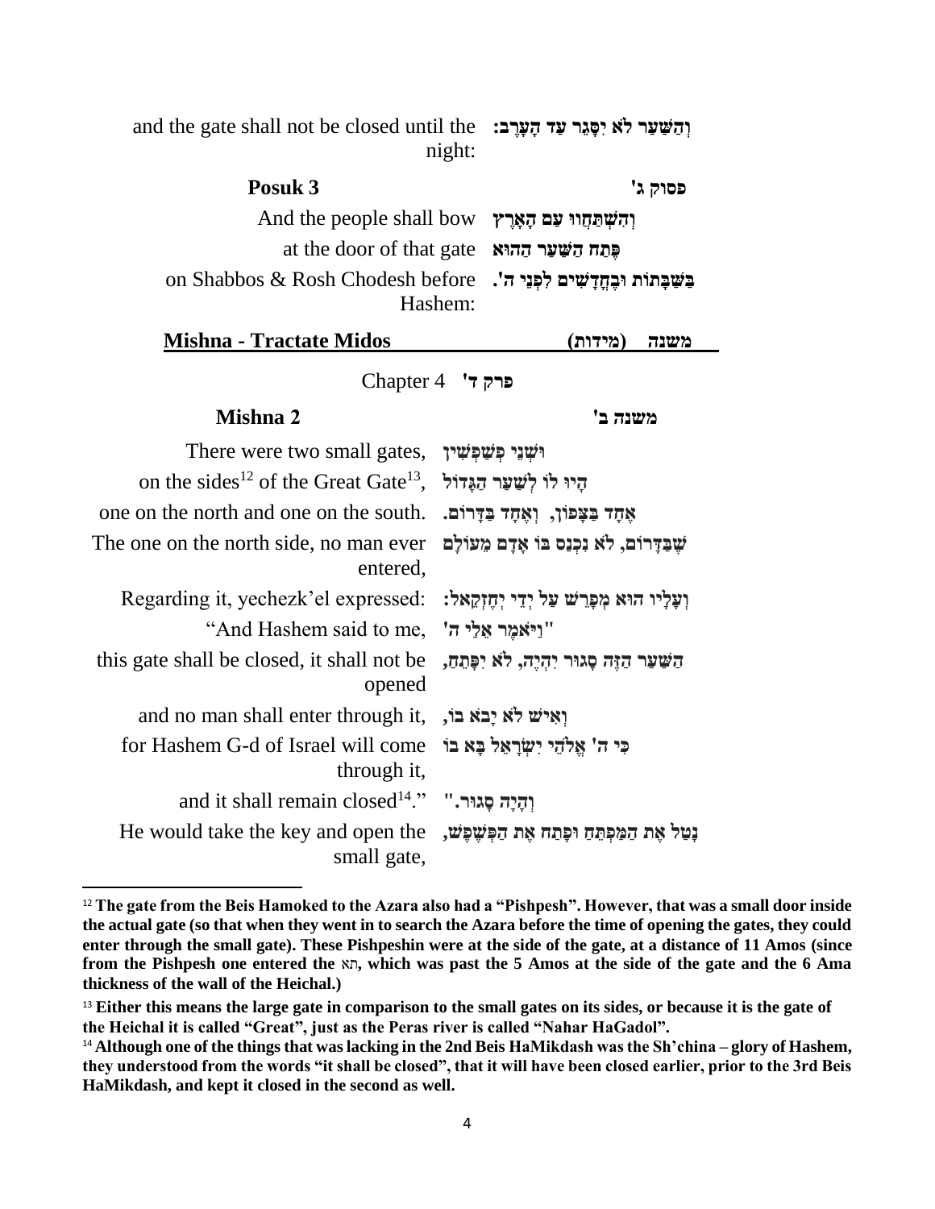| | |
|---|---|
| and the gate shall not be closed until the night: | **וְהַשַּׁעַר לֹא יִסָּגֵר עַד הָעָרֶב:** |

| **Posuk 3** | **פסוק ג'** |
|---|---|
| And the people shall bow | **וְהִשְׁתַּחֲווּ עַם הָאָרֶץ** |
| at the door of that gate | **פֶּתַח הַשַּׁעַר הַהוּא** |
| on Shabbos & Rosh Chodesh before Hashem: | **בַּשַּׁבָּתוֹת וּבֶחֳדָשִׁים לִפְנֵי ה'.** |

| **Mishna - Tractate Midos** | **משנה (מידות)** |
|---|---|

Chapter 4 **פרק ד'**

| **Mishna 2** | **משנה ב'** |
|---|---|
| There were two small gates, | **וּשְׁנֵי פִשְׁפָּשִׁין** |
| on the sides[12] of the Great Gate[13], | **הָיוּ לוֹ לְשַׁעַר הַגָּדוֹל** |
| one on the north and one on the south. | **אֶחָד בַּצָּפוֹן, וְאֶחָד בַּדָּרוֹם.** |
| The one on the north side, no man ever entered, | **שֶׁבַּדָּרוֹם, לֹא נִכְנַס בּוֹ אָדָם מֵעוֹלָם** |
| Regarding it, yechezk'el expressed: | **וְעָלָיו הוּא מְפֹרָשׁ עַל יְדֵי יְחֶזְקֵאל:** |
| "And Hashem said to me, | **"וַיֹּאמֶר אֵלַי ה'** |
| this gate shall be closed, it shall not be opened | **הַשַּׁעַר הַזֶּה סָגוּר יִהְיֶה, לֹא יִפָּתֵחַ,** |
| and no man shall enter through it, | **וְאִישׁ לֹא יָבֹא בוֹ,** |
| for Hashem G-d of Israel will come through it, | **כִּי ה' אֱלֹהֵי יִשְׂרָאֵל בָּא בוֹ** |
| and it shall remain closed[14]." | **וְהָיָה סָגוּר."** |
| He would take the key and open the small gate, | **נָטַל אֶת הַמַּפְתֵּחַ וּפָתַח אֶת הַפִּשְׁפֵּשׁ,** |

---

[12] **The gate from the Beis Hamoked to the Azara also had a "Pishpesh". However, that was a small door inside the actual gate (so that when they went in to search the Azara before the time of opening the gates, they could enter through the small gate). These Pishpeshin were at the side of the gate, at a distance of 11 Amos (since from the Pishpesh one entered the תא, which was past the 5 Amos at the side of the gate and the 6 Ama thickness of the wall of the Heichal.)**

[13] **Either this means the large gate in comparison to the small gates on its sides, or because it is the gate of the Heichal it is called "Great", just as the Peras river is called "Nahar HaGadol".**

[14] **Although one of the things that was lacking in the 2nd Beis HaMikdash was the Sh'china – glory of Hashem, they understood from the words "it shall be closed", that it will have been closed earlier, prior to the 3rd Beis HaMikdash, and kept it closed in the second as well.**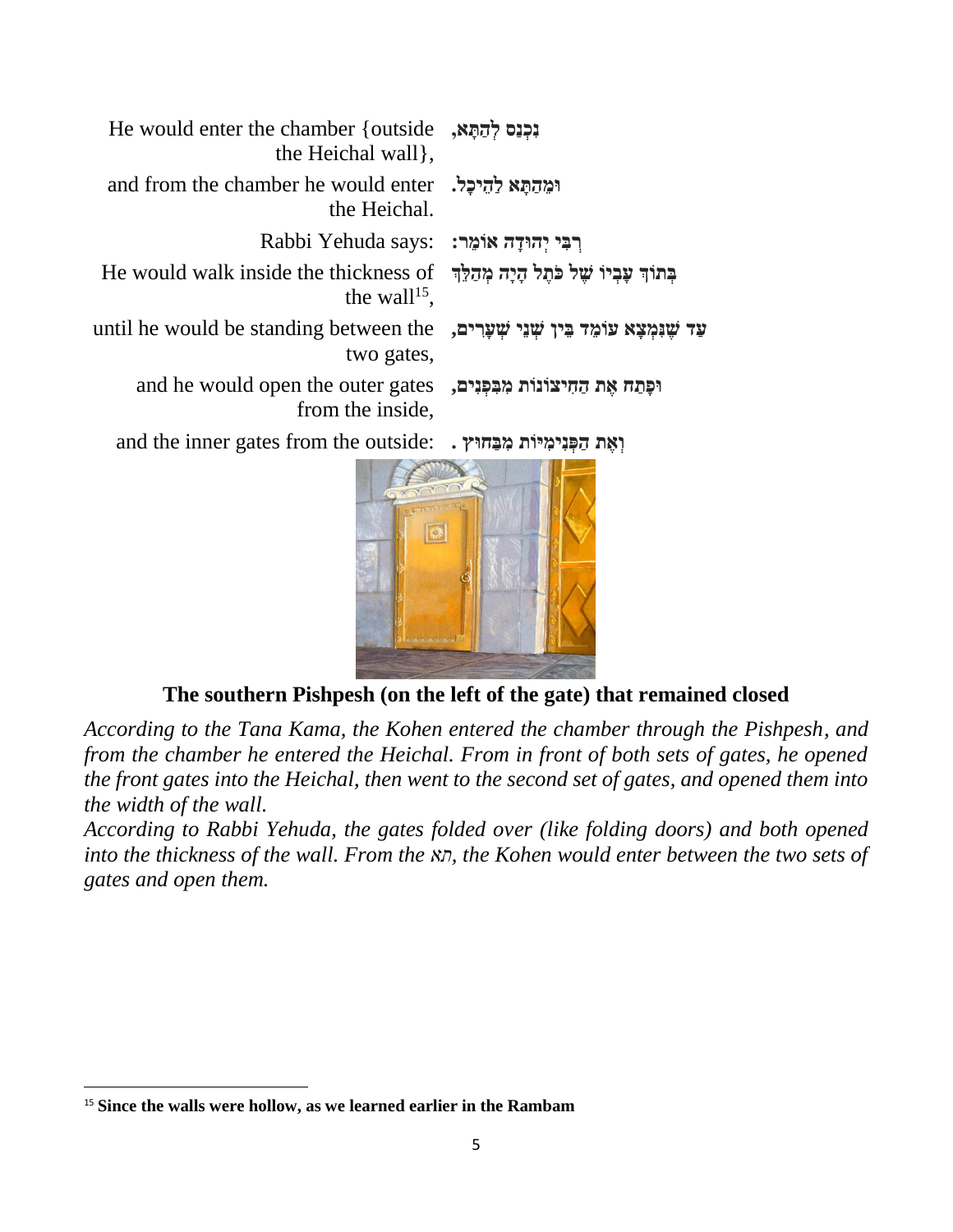| | |
|---|---|
| He would enter the chamber {outside the Heichal wall}, | נִכְנַס לְהַתָּא, |
| and from the chamber he would enter the Heichal. | וּמֵהַתָּא לַהֵיכָל. |
| Rabbi Yehuda says: | רַבִּי יְהוּדָה אוֹמֵר: |
| He would walk inside the thickness of the wall[15], | בְּתוֹךְ עָבְיוֹ שֶׁל כֹּתֶל הָיָה מְהַלֵּךְ |
| until he would be standing between the two gates, | עַד שֶׁנִּמְצָא עוֹמֵד בֵּין שְׁנֵי שְׁעָרִים, |
| and he would open the outer gates from the inside, | וּפָתַח אֶת הַחִיצוֹנוֹת מִבִּפְנִים, |
| and the inner gates from the outside: | וְאֶת הַפְּנִימִיּוֹת מִבַּחוּץ . |

**The southern Pishpesh (on the left of the gate) that remained closed**

*According to the Tana Kama, the Kohen entered the chamber through the Pishpesh, and from the chamber he entered the Heichal. From in front of both sets of gates, he opened the front gates into the Heichal, then went to the second set of gates, and opened them into the width of the wall.*

*According to Rabbi Yehuda, the gates folded over (like folding doors) and both opened into the thickness of the wall. From the תא, the Kohen would enter between the two sets of gates and open them.*

---

[15] **Since the walls were hollow, as we learned earlier in the Rambam**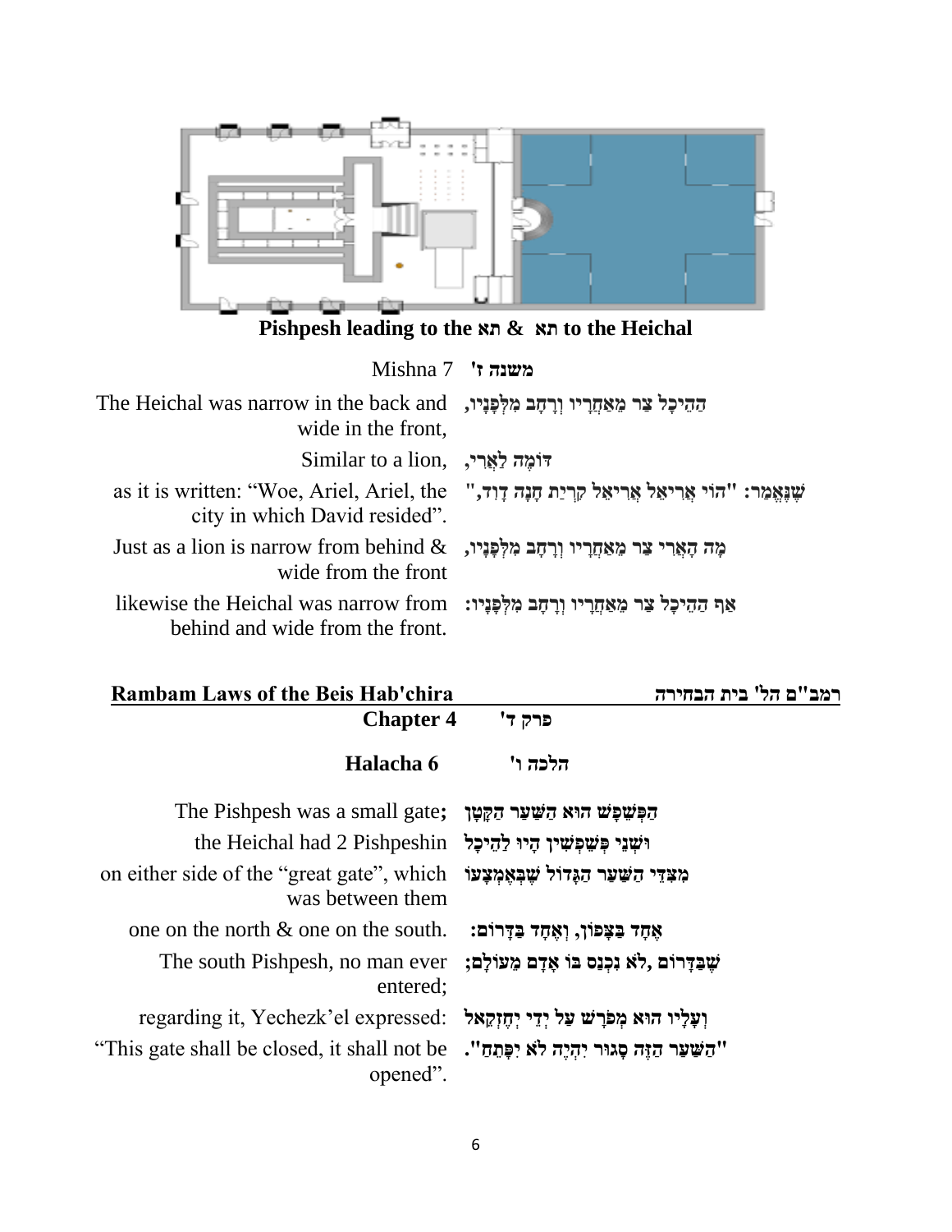**Pishpesh leading to the תא & תא to the Heichal**

Mishna 7 **משנה ז'**

| | |
|---|---|
| The Heichal was narrow in the back and wide in the front, | הַהֵיכָל צַר מֵאַחֲרָיו וְרָחָב מִלְּפָנָיו, |
| Similar to a lion, | דּוֹמֶה לַאֲרִי, |
| as it is written: "Woe, Ariel, Ariel, the city in which David resided". | שֶׁנֶּאֱמַר: "הוֹי אֲרִיאֵל אֲרִיאֵל קִרְיַת חָנָה דָוִד," |
| Just as a lion is narrow from behind & wide from the front | מָה הָאֲרִי צַר מֵאַחֲרָיו וְרָחָב מִלְּפָנָיו, |
| likewise the Heichal was narrow from behind and wide from the front. | אַף הַהֵיכָל צַר מֵאַחֲרָיו וְרָחָב מִלְּפָנָיו: |

**Rambam Laws of the Beis Hab'chira** — **רמב"ם הל' בית הבחירה**

**Chapter 4** — **פרק ד'**

**Halacha 6** — **הלכה ו'**

| | |
|---|---|
| The Pishpesh was a small gate**;** | **הַפִּשְׁפָּשׁ הוּא הַשַּׁעַר הַקָּטָן** |
| the Heichal had 2 Pishpeshin | **וּשְׁנֵי פִּשְׁפָּשִׁין הָיוּ לַהֵיכָל** |
| on either side of the "great gate", which was between them | **מִצִּדֵּי הַשַּׁעַר הַגָּדוֹל שֶׁבְּאֶמְצָעוֹ** |
| one on the north & one on the south. | **אֶחָד בַּצָּפוֹן, וְאֶחָד בַּדָּרוֹם:** |
| The south Pishpesh, no man ever entered; | **שֶׁבַּדָּרוֹם ,לֹא נִכְנַס בּוֹ אָדָם מֵעוֹלָם;** |
| regarding it, Yechezk'el expressed: | **וְעָלָיו הוּא מְפֹרָשׁ עַל יְדֵי יְחֶזְקֵאל** |
| "This gate shall be closed, it shall not be opened". | **"הַשַּׁעַר הַזֶּה סָגוּר יִהְיֶה לֹא יִפָּתֵחַ".** |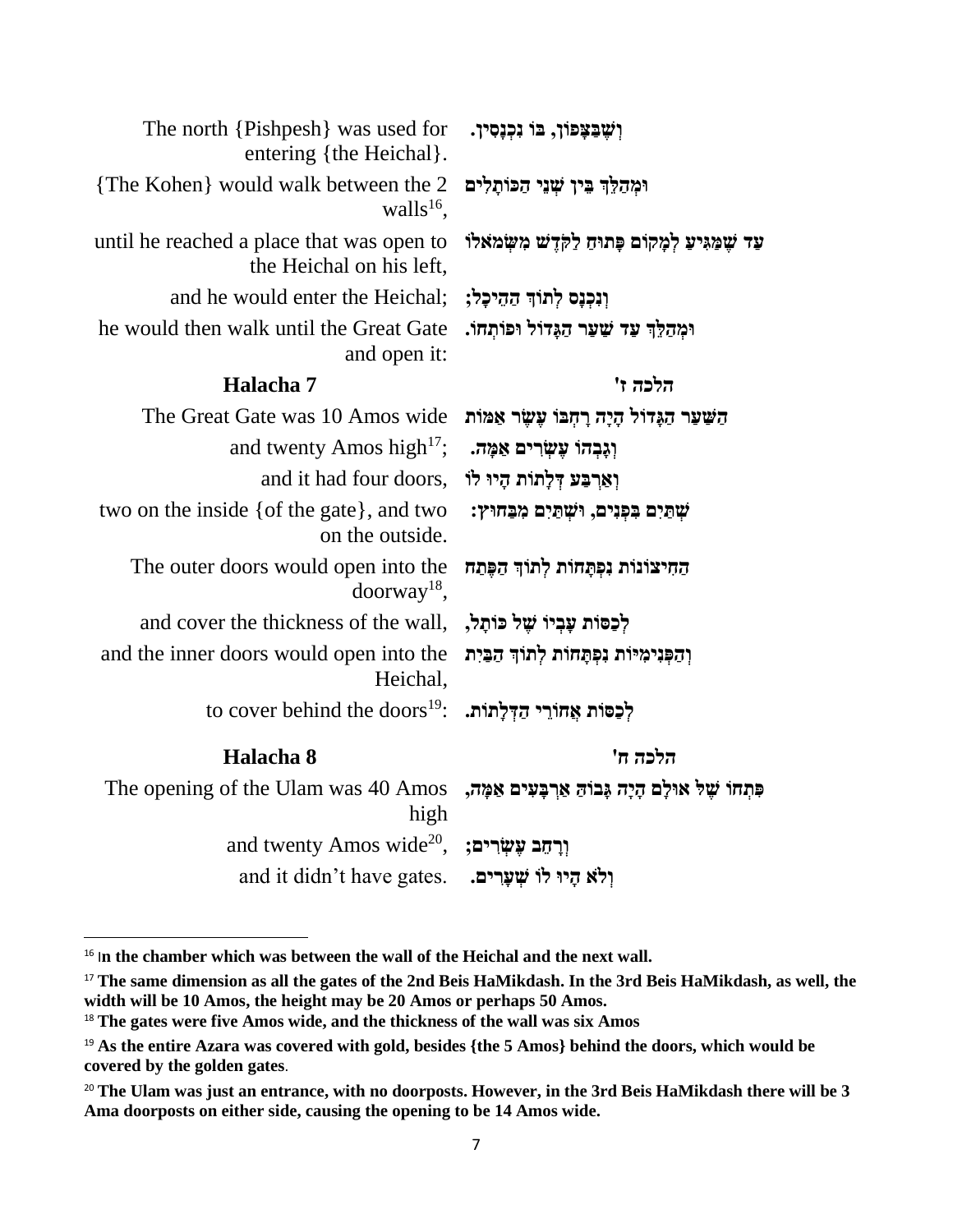| | |
|---|---|
| The north {Pishpesh} was used for entering {the Heichal}. | וְשֶׁבַּצָּפוֹן, בּוֹ נִכְנָסִין. |
| {The Kohen} would walk between the 2 walls[16], | וּמְהַלֵּךְ בֵּין שְׁנֵי הַכּוֹתָלִים |
| until he reached a place that was open to the Heichal on his left, | עַד שֶׁמַּגִּיעַ לְמָקוֹם פָּתוּחַ לַקֹּדֶשׁ מִשְּׂמֹאלוֹ |
| and he would enter the Heichal; | וְנִכְנָס לְתוֹךְ הַהֵיכָל; |
| he would then walk until the Great Gate and open it: | וּמְהַלֵּךְ עַד שַׁעַר הַגָּדוֹל וּפוֹתְחוֹ. |

## Halacha 7 — הלכה ז'

| | |
|---|---|
| The Great Gate was 10 Amos wide | הַשַּׁעַר הַגָּדוֹל הָיָה רָחְבּוֹ עֶשֶׂר אַמּוֹת |
| and twenty Amos high[17]; | וְגָבְהוֹ עֶשְׂרִים אַמָּה. |
| and it had four doors, | וְאַרְבַּע דְּלָתוֹת הָיוּ לוֹ |
| two on the inside {of the gate}, and two on the outside. | שְׁתַּיִם בִּפְנִים, וּשְׁתַּיִם מִבַּחוּץ: |
| The outer doors would open into the doorway[18], | הַחִיצוֹנוֹת נִפְתָּחוֹת לְתוֹךְ הַפֶּתַח |
| and cover the thickness of the wall, | לְכַסּוֹת עָבְיוֹ שֶׁל כּוֹתָל, |
| and the inner doors would open into the Heichal, | וְהַפְּנִימִיּוֹת נִפְתָּחוֹת לְתוֹךְ הַבַּיִת |
| to cover behind the doors[19]: | לְכַסּוֹת אֲחוֹרֵי הַדְּלָתוֹת. |

## Halacha 8 — הלכה ח'

| | |
|---|---|
| The opening of the Ulam was 40 Amos high | פִּתְחוֹ שֶׁל אוּלָם הָיָה גָּבוֹהַּ אַרְבָּעִים אַמָּה, |
| and twenty Amos wide[20], | וְרָחָב עֶשְׂרִים; |
| and it didn't have gates. | וְלֹא הָיוּ לוֹ שְׁעָרִים. |

---

[16] **In the chamber which was between the wall of the Heichal and the next wall.**

[17] **The same dimension as all the gates of the 2nd Beis HaMikdash. In the 3rd Beis HaMikdash, as well, the width will be 10 Amos, the height may be 20 Amos or perhaps 50 Amos.**

[18] **The gates were five Amos wide, and the thickness of the wall was six Amos**

[19] **As the entire Azara was covered with gold, besides {the 5 Amos} behind the doors, which would be covered by the golden gates**.

[20] **The Ulam was just an entrance, with no doorposts. However, in the 3rd Beis HaMikdash there will be 3 Ama doorposts on either side, causing the opening to be 14 Amos wide.**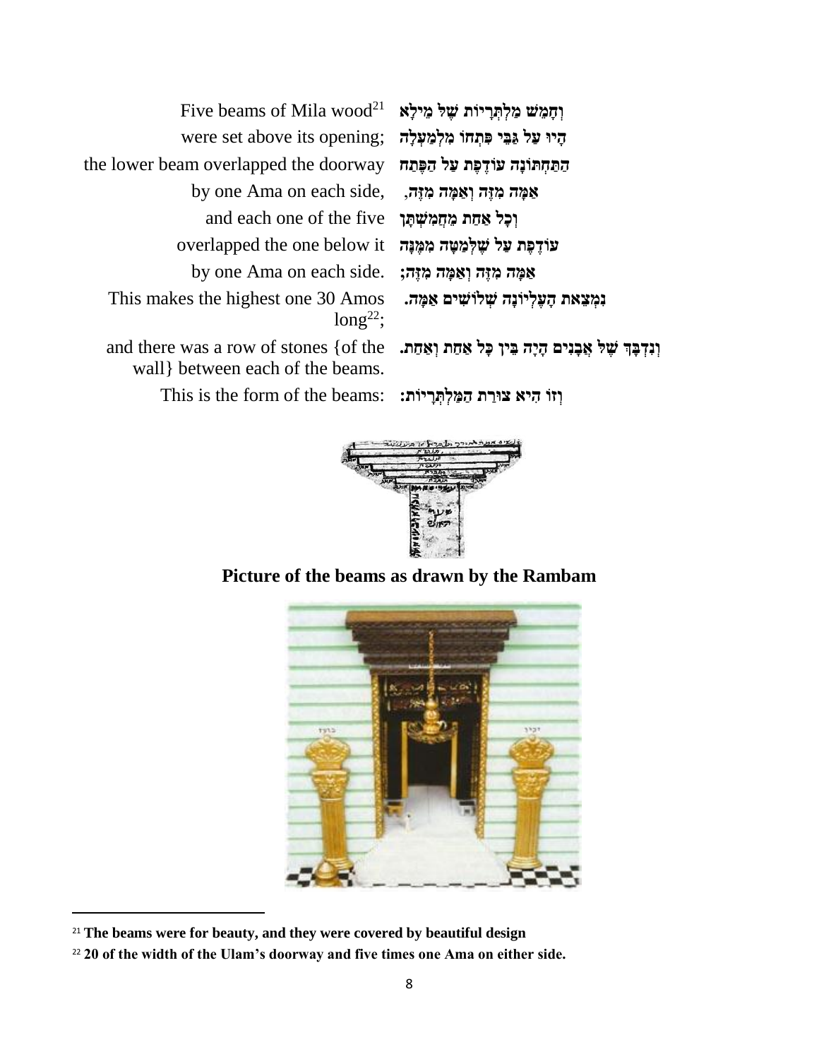| | |
|---|---|
| Five beams of Mila wood[21] | וְחָמֵשׁ מַלְתְּרִיּוֹת שֶׁל מֵילָא |
| were set above its opening; | הָיוּ עַל גַּבֵּי פִּתְחוֹ מִלְמַעְלָה |
| the lower beam overlapped the doorway | הַתַּחְתּוֹנָה עוֹדֶפֶת עַל הַפֶּתַח |
| by one Ama on each side, | אַמָּה מִזֶּה וְאַמָּה מִזֶּה, |
| and each one of the five | וְכָל אַחַת מֵחֲמִשְׁתָּן |
| overlapped the one below it | עוֹדֶפֶת עַל שֶׁלְּמַטָּה מִמֶּנָּה |
| by one Ama on each side. | אַמָּה מִזֶּה וְאַמָּה מִזֶּה; |
| This makes the highest one 30 Amos long[22]; | נִמְצֵאת הָעֶלְיוֹנָה שְׁלוֹשִׁים אַמָּה. |
| and there was a row of stones {of the wall} between each of the beams. | וְנִדְבָּךְ שֶׁל אֲבָנִים הָיָה בֵּין כָּל אַחַת וְאַחַת. |
| This is the form of the beams: | וְזוֹ הִיא צוּרַת הַמַּלְתְּרִיּוֹת: |

**Picture of the beams as drawn by the Rambam**

[21] **The beams were for beauty, and they were covered by beautiful design**

[22] **20 of the width of the Ulam's doorway and five times one Ama on either side.**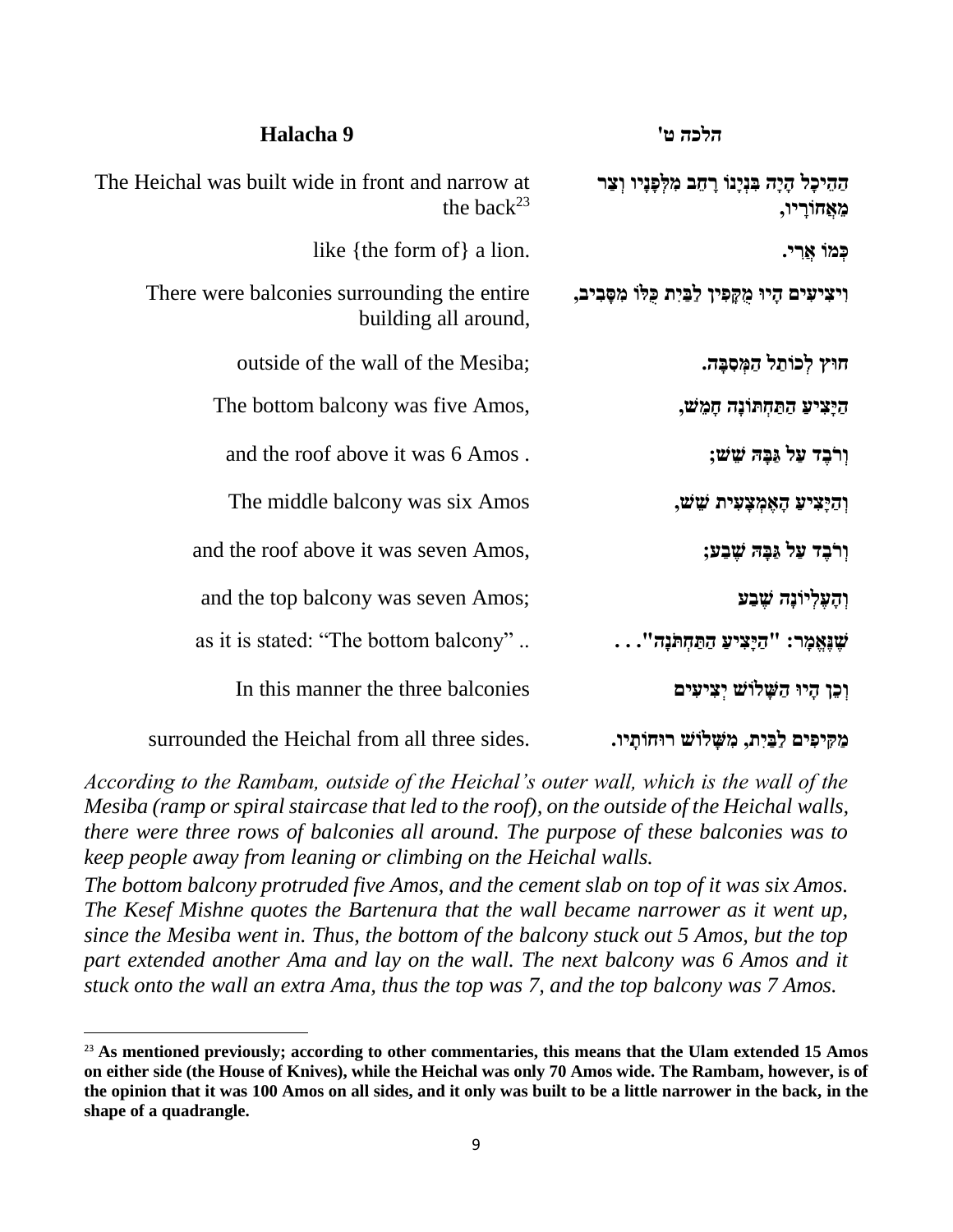| Halacha 9 | הלכה ט' |
|---|---|
| The Heichal was built wide in front and narrow at the back[23] | הַהֵיכָל הָיָה בִּנְיָנוֹ רָחָב מִלְּפָנָיו וְצַר מֵאֲחוֹרָיו, |
| like {the form of} a lion. | כְּמוֹ אֲרִי. |
| There were balconies surrounding the entire building all around, | וִיצִיעִים הָיוּ מֻקָּפִין לַבַּיִת כֻּלּוֹ מִסָּבִיב, |
| outside of the wall of the Mesiba; | חוּץ לְכוֹתֶל הַמְּסִבָּה. |
| The bottom balcony was five Amos, | הַיָּצִיעַ הַתַּחְתּוֹנָה חָמֵשׁ, |
| and the roof above it was 6 Amos . | וְרֹבֶד עַל גַּבָּהּ שֵׁשׁ; |
| The middle balcony was six Amos | וְהַיָּצִיעַ הָאֶמְצָעִית שֵׁשׁ, |
| and the roof above it was seven Amos, | וְרֹבֶד עַל גַּבָּהּ שֶׁבַע; |
| and the top balcony was seven Amos; | וְהָעֶלְיוֹנָה שֶׁבַע |
| as it is stated: "The bottom balcony" .. | שֶׁנֶּאֱמַר: "הַיָּצִיעַ הַתַּחְתֹּנָה"... |
| In this manner the three balconies | וְכֵן הָיוּ הַשָּׁלוֹשׁ יְצִיעִים |
| surrounded the Heichal from all three sides. | מַקִּיפִים לַבַּיִת, מִשָּׁלוֹשׁ רוּחוֹתָיו. |

*According to the Rambam, outside of the Heichal's outer wall, which is the wall of the Mesiba (ramp or spiral staircase that led to the roof), on the outside of the Heichal walls, there were three rows of balconies all around. The purpose of these balconies was to keep people away from leaning or climbing on the Heichal walls.*

*The bottom balcony protruded five Amos, and the cement slab on top of it was six Amos. The Kesef Mishne quotes the Bartenura that the wall became narrower as it went up, since the Mesiba went in. Thus, the bottom of the balcony stuck out 5 Amos, but the top part extended another Ama and lay on the wall. The next balcony was 6 Amos and it stuck onto the wall an extra Ama, thus the top was 7, and the top balcony was 7 Amos.*

---

[23] **As mentioned previously; according to other commentaries, this means that the Ulam extended 15 Amos on either side (the House of Knives), while the Heichal was only 70 Amos wide. The Rambam, however, is of the opinion that it was 100 Amos on all sides, and it only was built to be a little narrower in the back, in the shape of a quadrangle.**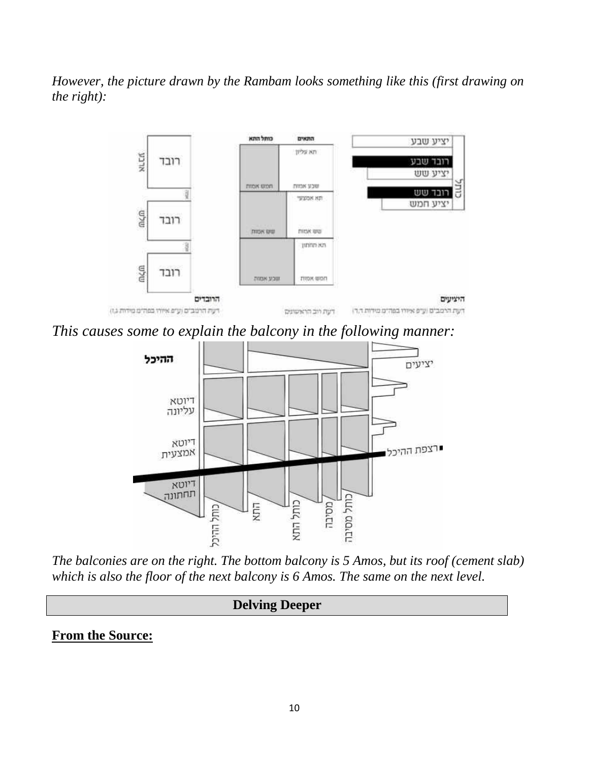*However, the picture drawn by the Rambam looks something like this (first drawing on the right):*

*This causes some to explain the balcony in the following manner:*

*The balconies are on the right. The bottom balcony is 5 Amos, but its roof (cement slab) which is also the floor of the next balcony is 6 Amos. The same on the next level.*

| **Delving Deeper** |
| --- |

**From the Source:**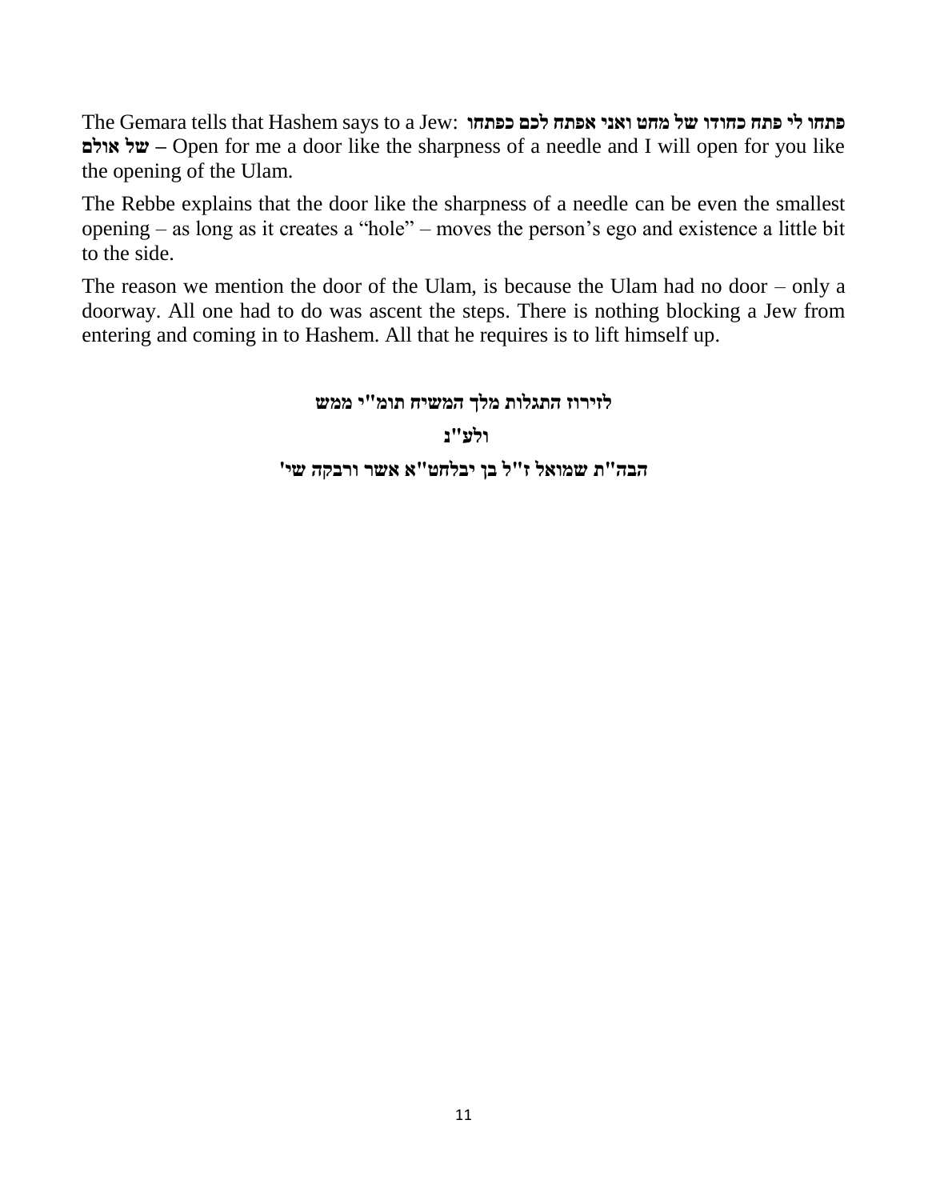The Gemara tells that Hashem says to a Jew: **פתחו לי פתח כחודו של מחט ואני אפתח לכם כפתחו של אולם** – Open for me a door like the sharpness of a needle and I will open for you like the opening of the Ulam.

The Rebbe explains that the door like the sharpness of a needle can be even the smallest opening – as long as it creates a "hole" – moves the person's ego and existence a little bit to the side.

The reason we mention the door of the Ulam, is because the Ulam had no door – only a doorway. All one had to do was ascent the steps. There is nothing blocking a Jew from entering and coming in to Hashem. All that he requires is to lift himself up.

**לזירוז התגלות מלך המשיח תומ"י ממש**

**ולע"נ**

**הבה"ת שמואל ז"ל בן יבלחט"א אשר ורבקה שי'**